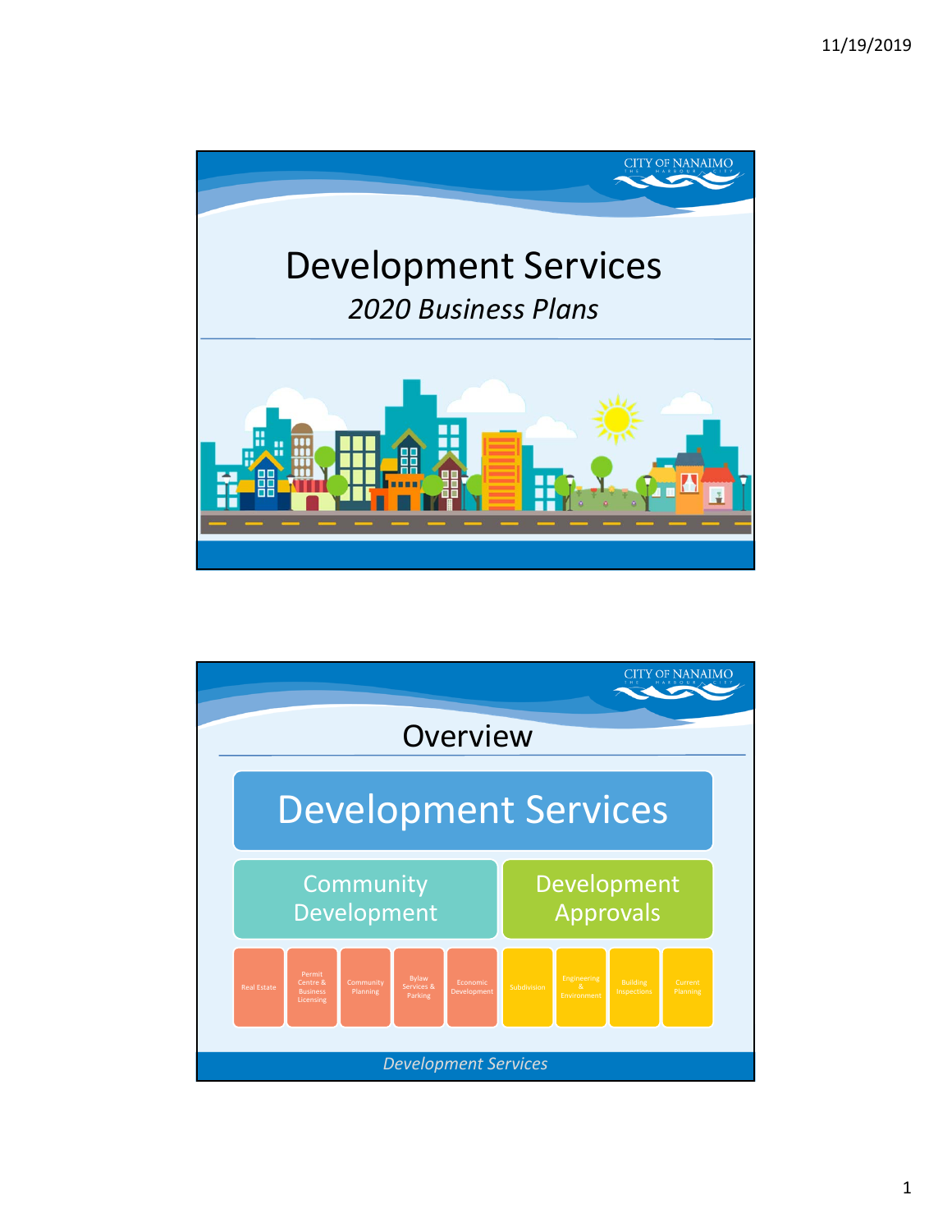# Development Services

*2020 Business Plans*

## Overview

**Development Services**

- **Community Development**
  - Real Estate
  - Permit Centre & Business Licensing
  - Community Planning
  - Bylaw Services & Parking
  - Economic Development
- **Development Approvals**
  - Subdivision
  - Engineering & Environment
  - Building Inspections
  - Current Planning

*Development Services*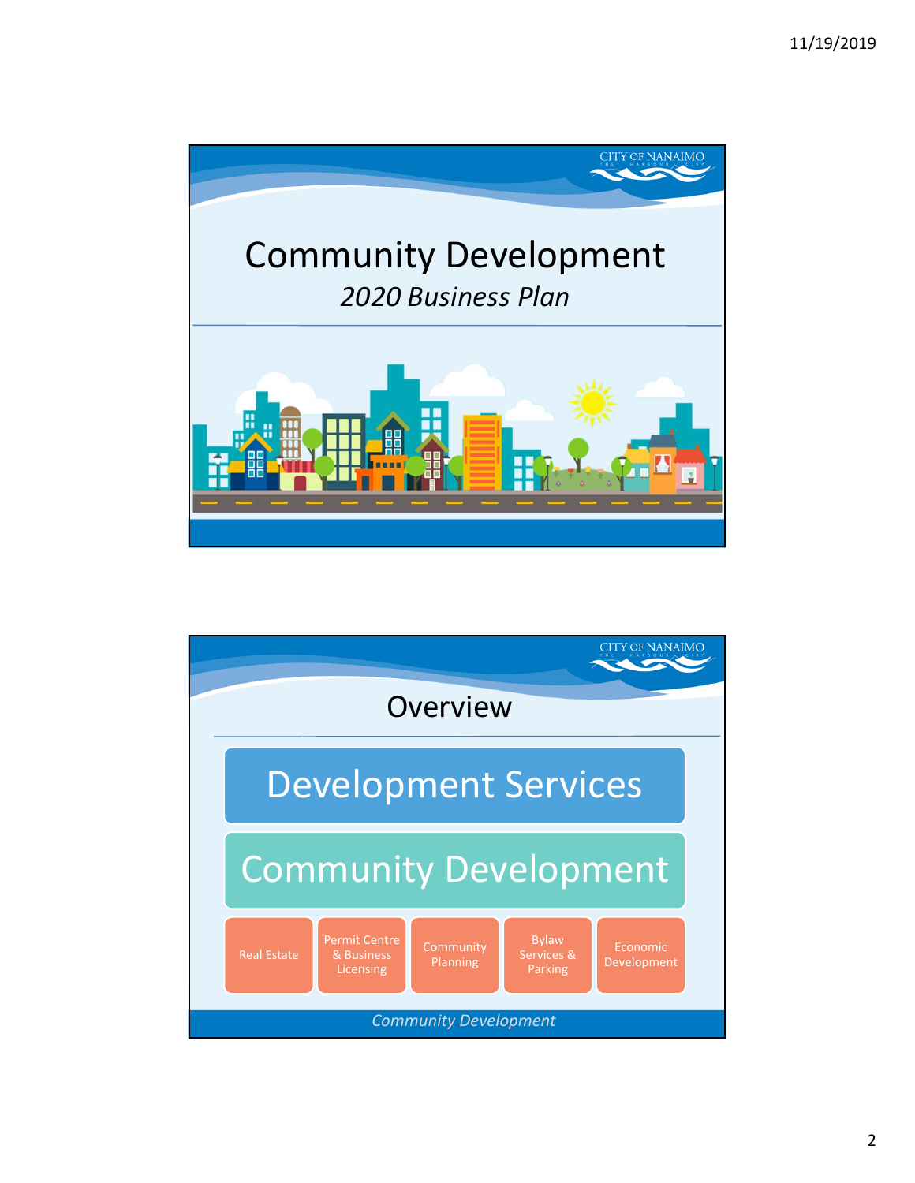# Community Development

*2020 Business Plan*

## Overview

**Development Services**

**Community Development**

- Real Estate
- Permit Centre & Business Licensing
- Community Planning
- Bylaw Services & Parking
- Economic Development

*Community Development*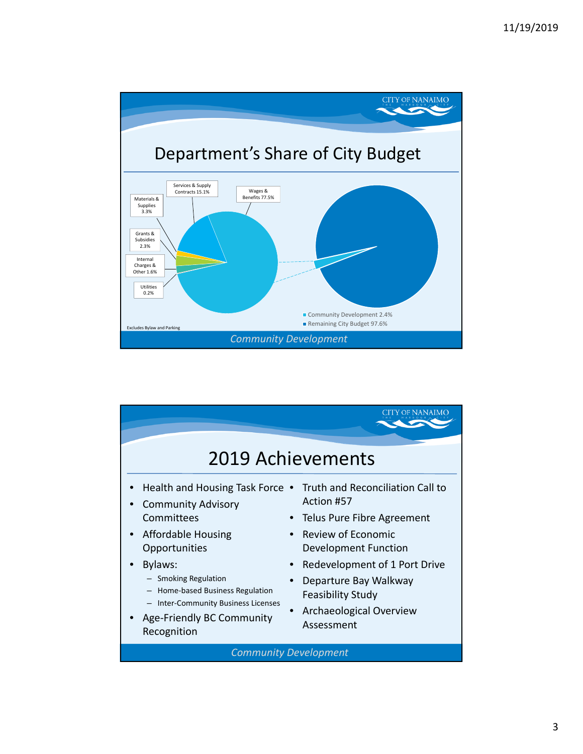# Department's Share of City Budget

- Wages & Benefits 77.5%
- Services & Supply Contracts 15.1%
- Materials & Supplies 3.3%
- Grants & Subsidies 2.3%
- Internal Charges & Other 1.6%
- Utilities 0.2%

- Community Development 2.4%
- Remaining City Budget 97.6%

Excludes Bylaw and Parking

*Community Development*

# 2019 Achievements

- Health and Housing Task Force
- Community Advisory Committees
- Affordable Housing Opportunities
- Bylaws:
  - Smoking Regulation
  - Home-based Business Regulation
  - Inter-Community Business Licenses
- Age-Friendly BC Community Recognition
- Truth and Reconciliation Call to Action #57
- Telus Pure Fibre Agreement
- Review of Economic Development Function
- Redevelopment of 1 Port Drive
- Departure Bay Walkway Feasibility Study
- Archaeological Overview Assessment

*Community Development*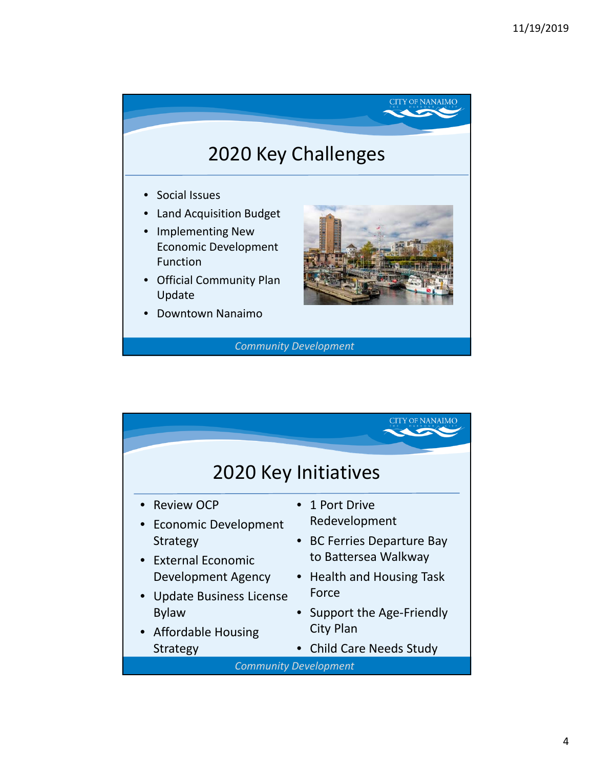## 2020 Key Challenges

- Social Issues
- Land Acquisition Budget
- Implementing New Economic Development Function
- Official Community Plan Update
- Downtown Nanaimo

*Community Development*

## 2020 Key Initiatives

- Review OCP
- Economic Development Strategy
- External Economic Development Agency
- Update Business License Bylaw
- Affordable Housing Strategy
- 1 Port Drive Redevelopment
- BC Ferries Departure Bay to Battersea Walkway
- Health and Housing Task Force
- Support the Age-Friendly City Plan
- Child Care Needs Study

*Community Development*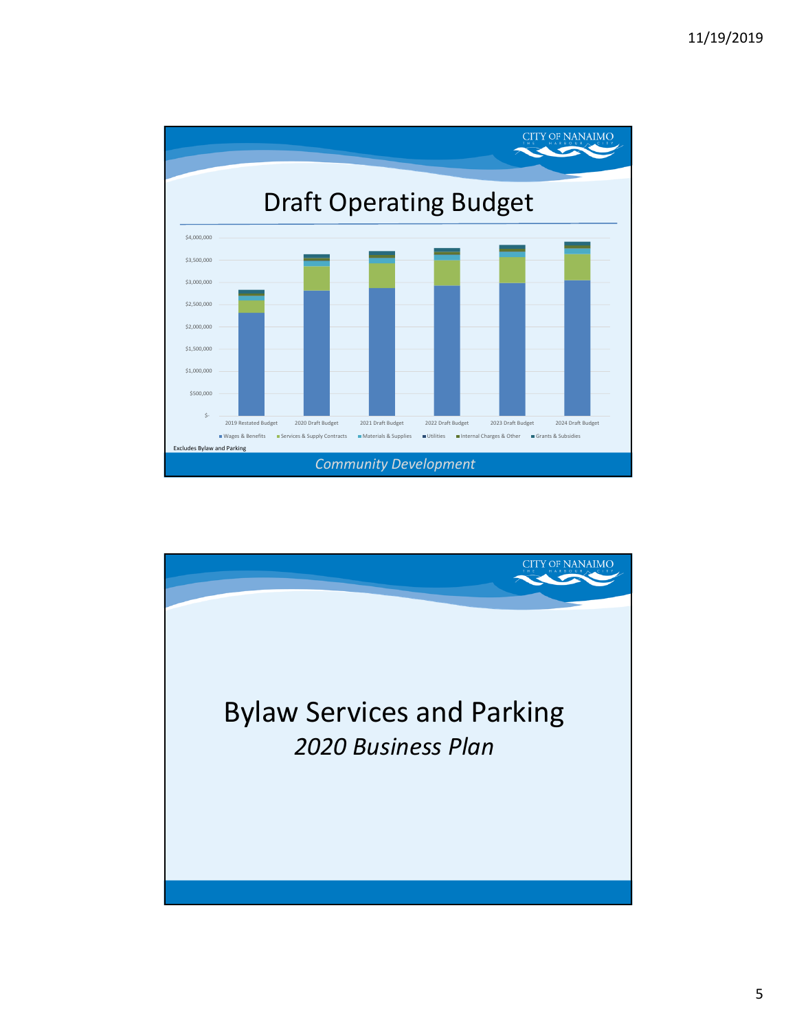CITY OF NANAIMO

# Draft Operating Budget

$4,000,000
$3,500,000
$3,000,000
$2,500,000
$2,000,000
$1,500,000
$1,000,000
$500,000
$-

2019 Restated Budget | 2020 Draft Budget | 2021 Draft Budget | 2022 Draft Budget | 2023 Draft Budget | 2024 Draft Budget

Wages & Benefits | Services & Supply Contracts | Materials & Supplies | Utilities | Internal Charges & Other | Grants & Subsidies

Excludes Bylaw and Parking

*Community Development*

CITY OF NANAIMO

# Bylaw Services and Parking

*2020 Business Plan*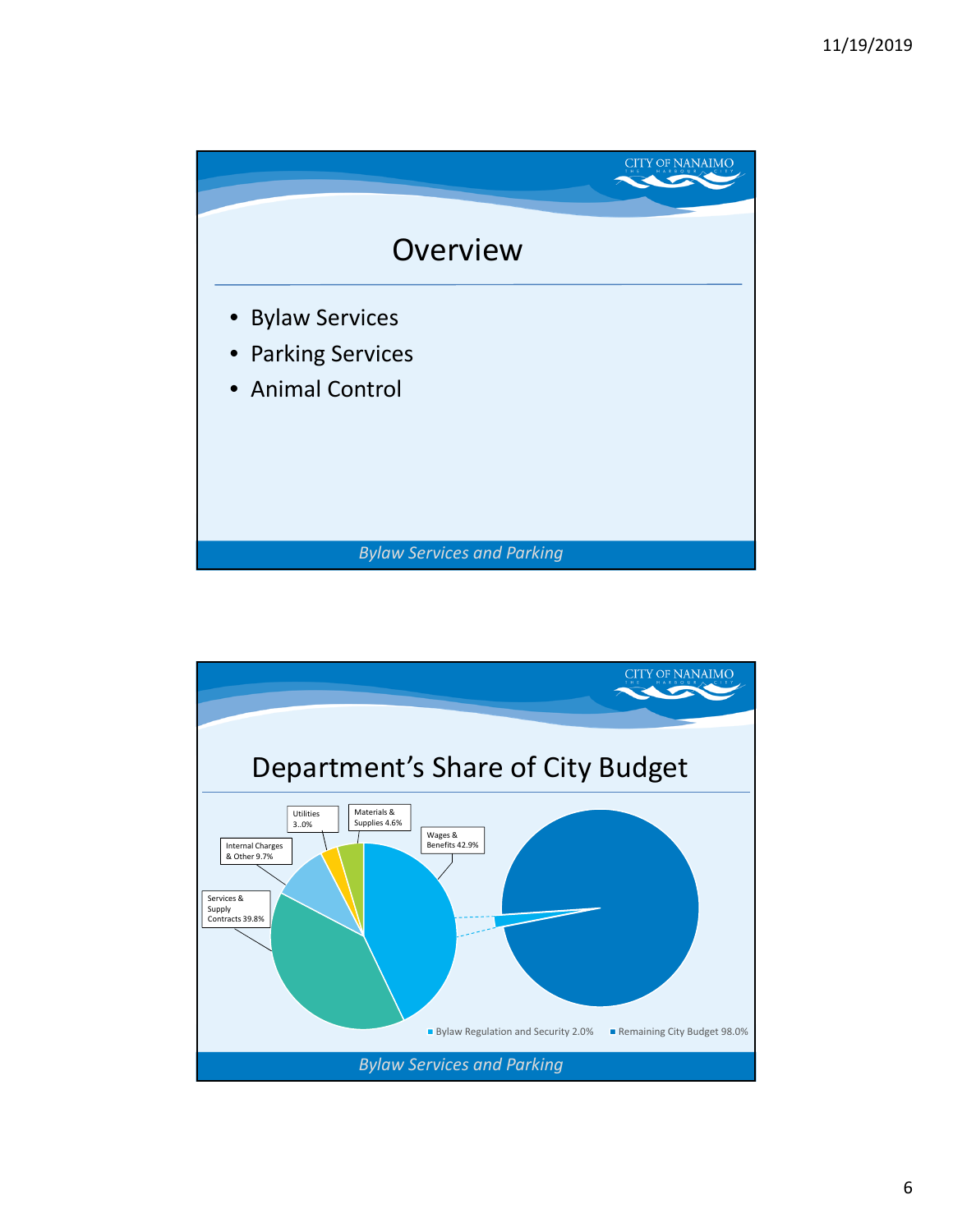## Overview

- Bylaw Services
- Parking Services
- Animal Control

*Bylaw Services and Parking*

## Department's Share of City Budget

Utilities 3..0%

Materials & Supplies 4.6%

Wages & Benefits 42.9%

Internal Charges & Other 9.7%

Services & Supply Contracts 39.8%

- Bylaw Regulation and Security 2.0%
- Remaining City Budget 98.0%

*Bylaw Services and Parking*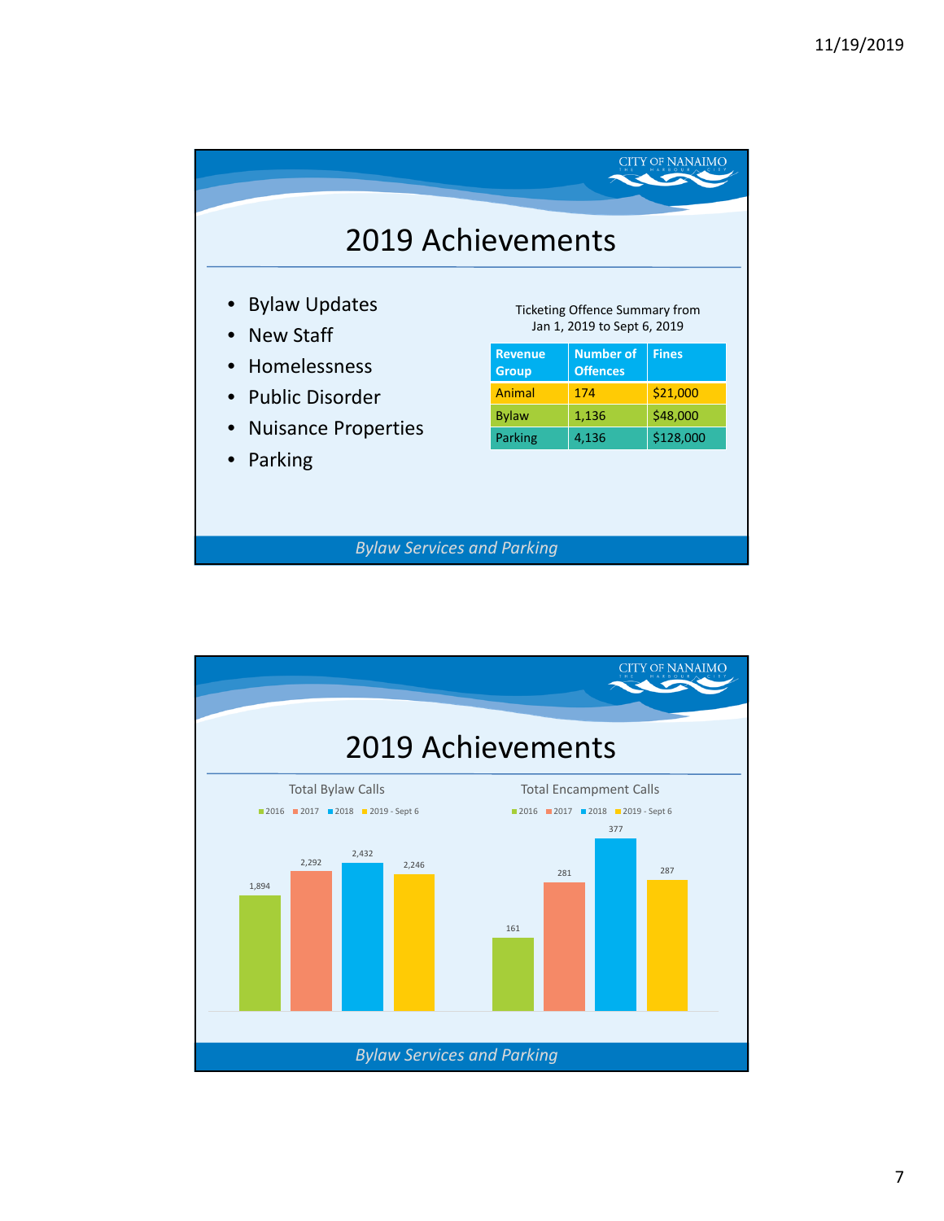## 2019 Achievements

- Bylaw Updates
- New Staff
- Homelessness
- Public Disorder
- Nuisance Properties
- Parking

Ticketing Offence Summary from Jan 1, 2019 to Sept 6, 2019

| Revenue Group | Number of Offences | Fines |
|---|---|---|
| Animal | 174 | $21,000 |
| Bylaw | 1,136 | $48,000 |
| Parking | 4,136 | $128,000 |

*Bylaw Services and Parking*

## 2019 Achievements

Total Bylaw Calls

| 2016 | 2017 | 2018 | 2019 - Sept 6 |
|---|---|---|---|
| 1,894 | 2,292 | 2,432 | 2,246 |

Total Encampment Calls

| 2016 | 2017 | 2018 | 2019 - Sept 6 |
|---|---|---|---|
| 161 | 281 | 377 | 287 |

*Bylaw Services and Parking*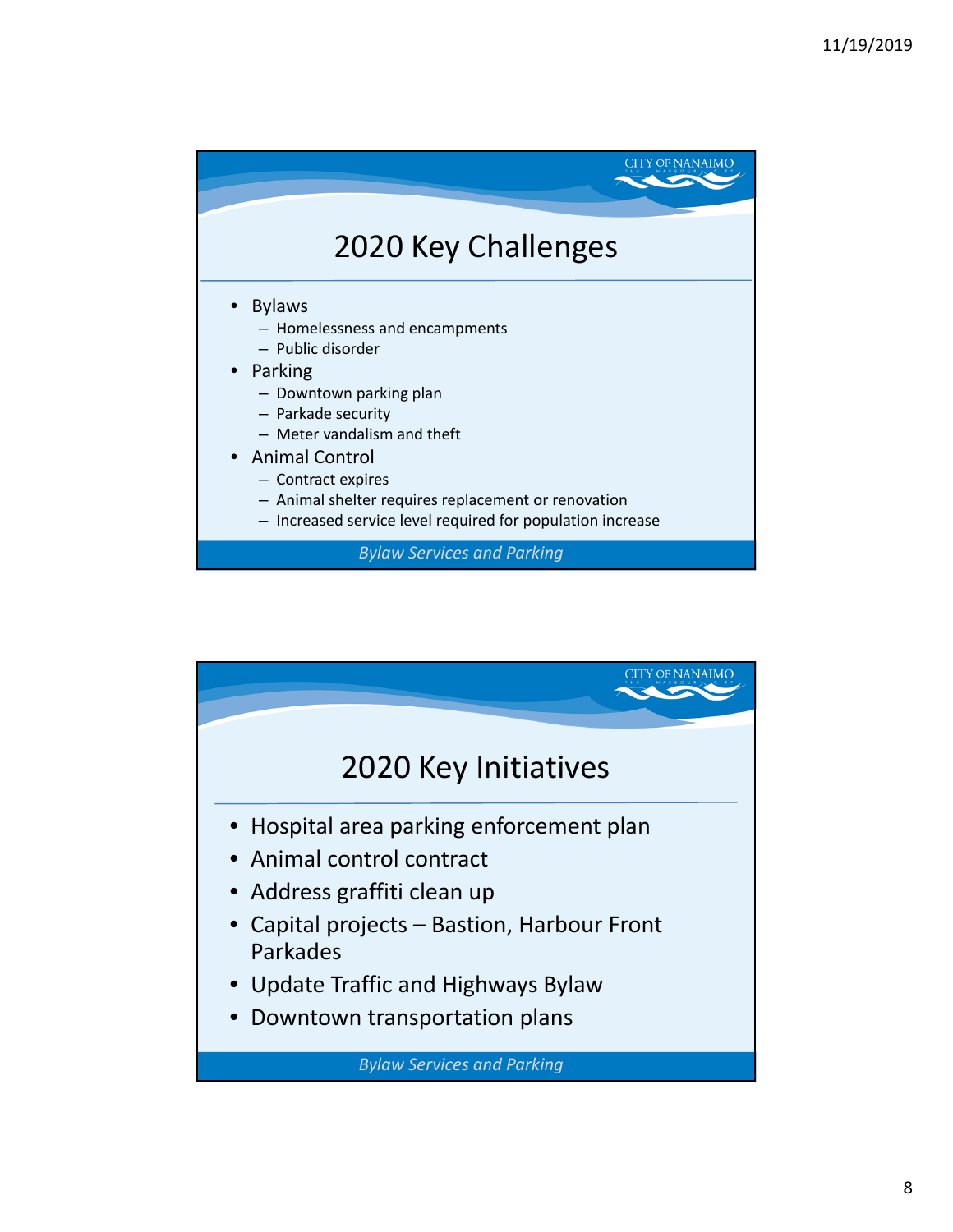## 2020 Key Challenges

- Bylaws
  - Homelessness and encampments
  - Public disorder
- Parking
  - Downtown parking plan
  - Parkade security
  - Meter vandalism and theft
- Animal Control
  - Contract expires
  - Animal shelter requires replacement or renovation
  - Increased service level required for population increase

*Bylaw Services and Parking*

## 2020 Key Initiatives

- Hospital area parking enforcement plan
- Animal control contract
- Address graffiti clean up
- Capital projects – Bastion, Harbour Front Parkades
- Update Traffic and Highways Bylaw
- Downtown transportation plans

*Bylaw Services and Parking*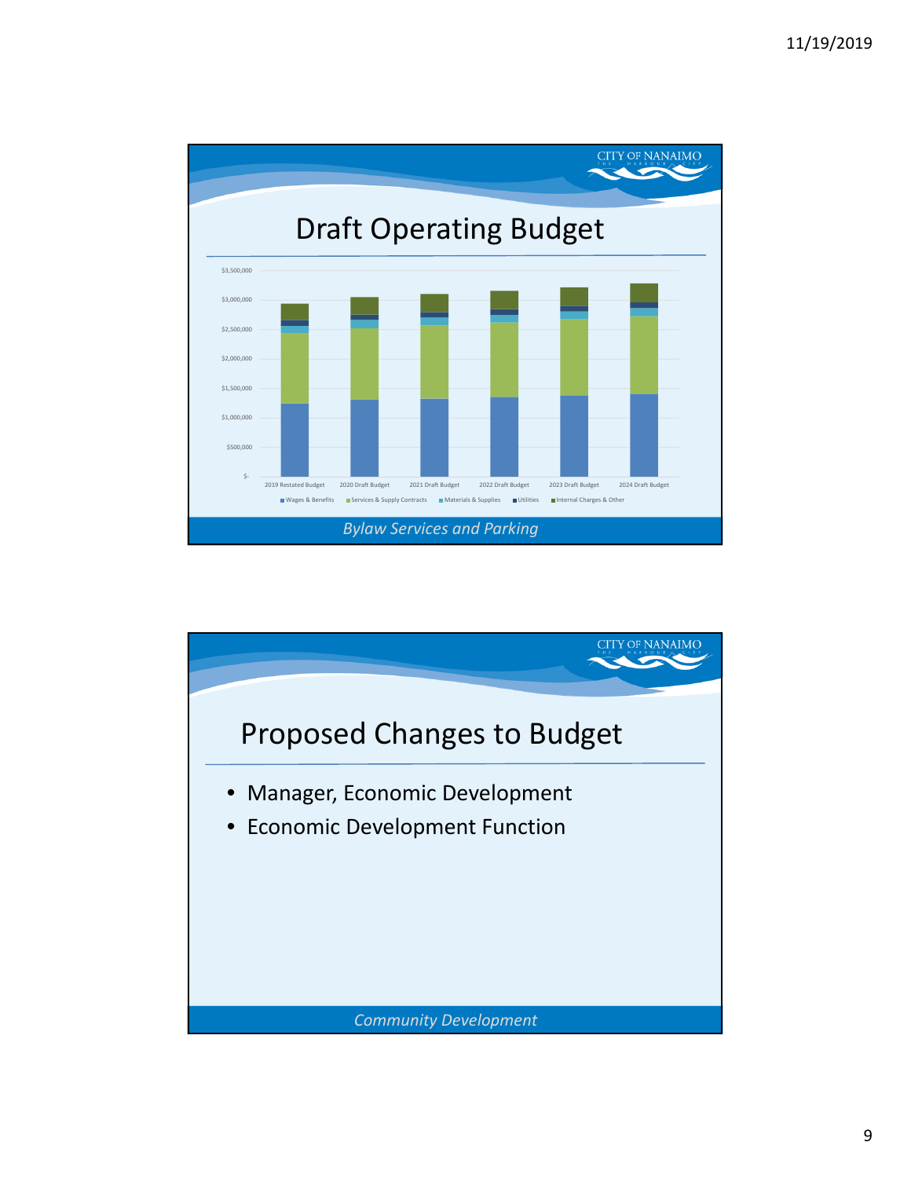## Draft Operating Budget

$3,500,000
$3,000,000
$2,500,000
$2,000,000
$1,500,000
$1,000,000
$500,000
$-

2019 Restated Budget | 2020 Draft Budget | 2021 Draft Budget | 2022 Draft Budget | 2023 Draft Budget | 2024 Draft Budget

Wages & Benefits | Services & Supply Contracts | Materials & Supplies | Utilities | Internal Charges & Other

*Bylaw Services and Parking*

## Proposed Changes to Budget

- Manager, Economic Development
- Economic Development Function

*Community Development*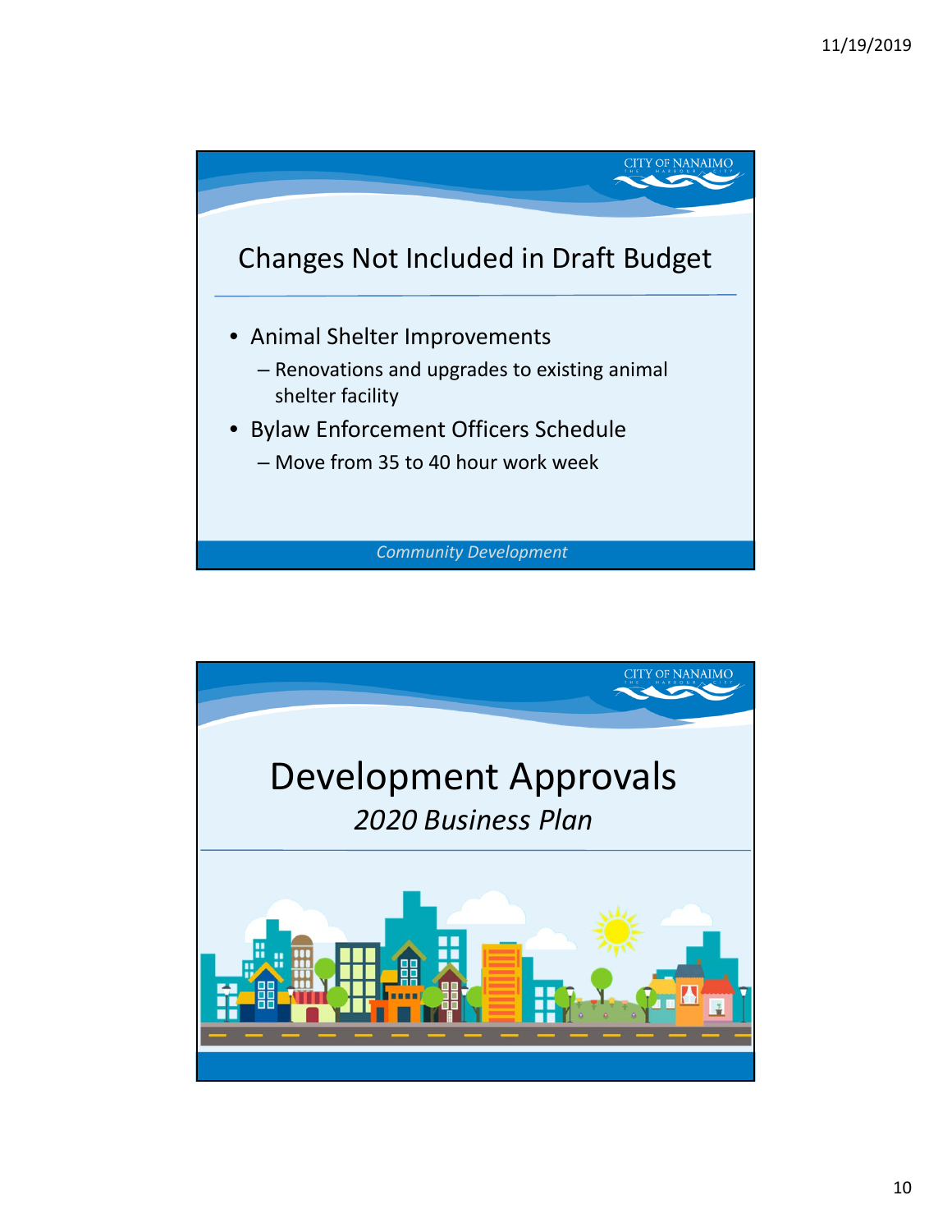## Changes Not Included in Draft Budget

- Animal Shelter Improvements
  - Renovations and upgrades to existing animal shelter facility
- Bylaw Enforcement Officers Schedule
  - Move from 35 to 40 hour work week

*Community Development*

# Development Approvals

*2020 Business Plan*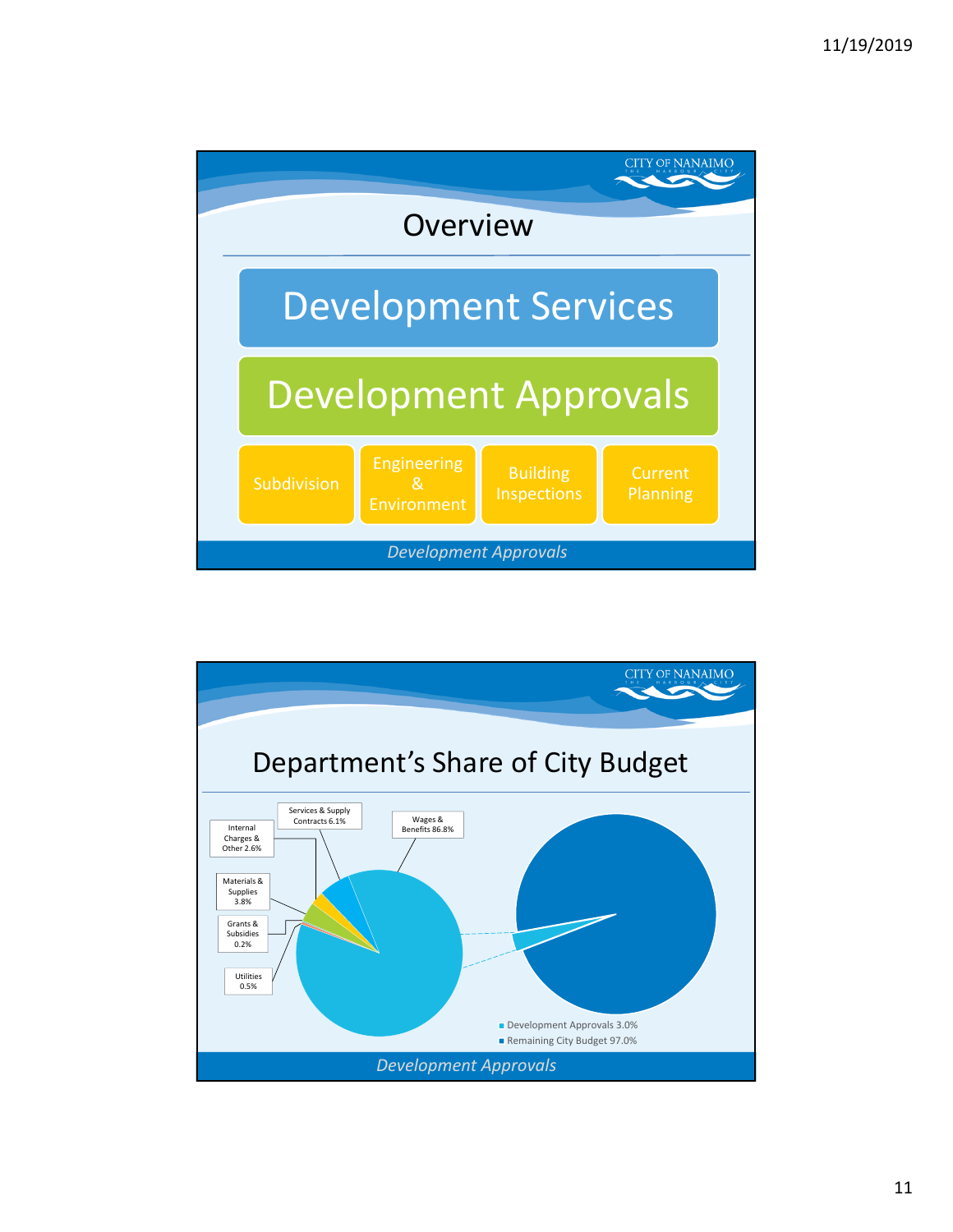## Overview

**Development Services**

**Development Approvals**

- Subdivision
- Engineering & Environment
- Building Inspections
- Current Planning

*Development Approvals*

## Department's Share of City Budget

- Wages & Benefits 86.8%
- Services & Supply Contracts 6.1%
- Internal Charges & Other 2.6%
- Materials & Supplies 3.8%
- Grants & Subsidies 0.2%
- Utilities 0.5%

- Development Approvals 3.0%
- Remaining City Budget 97.0%

*Development Approvals*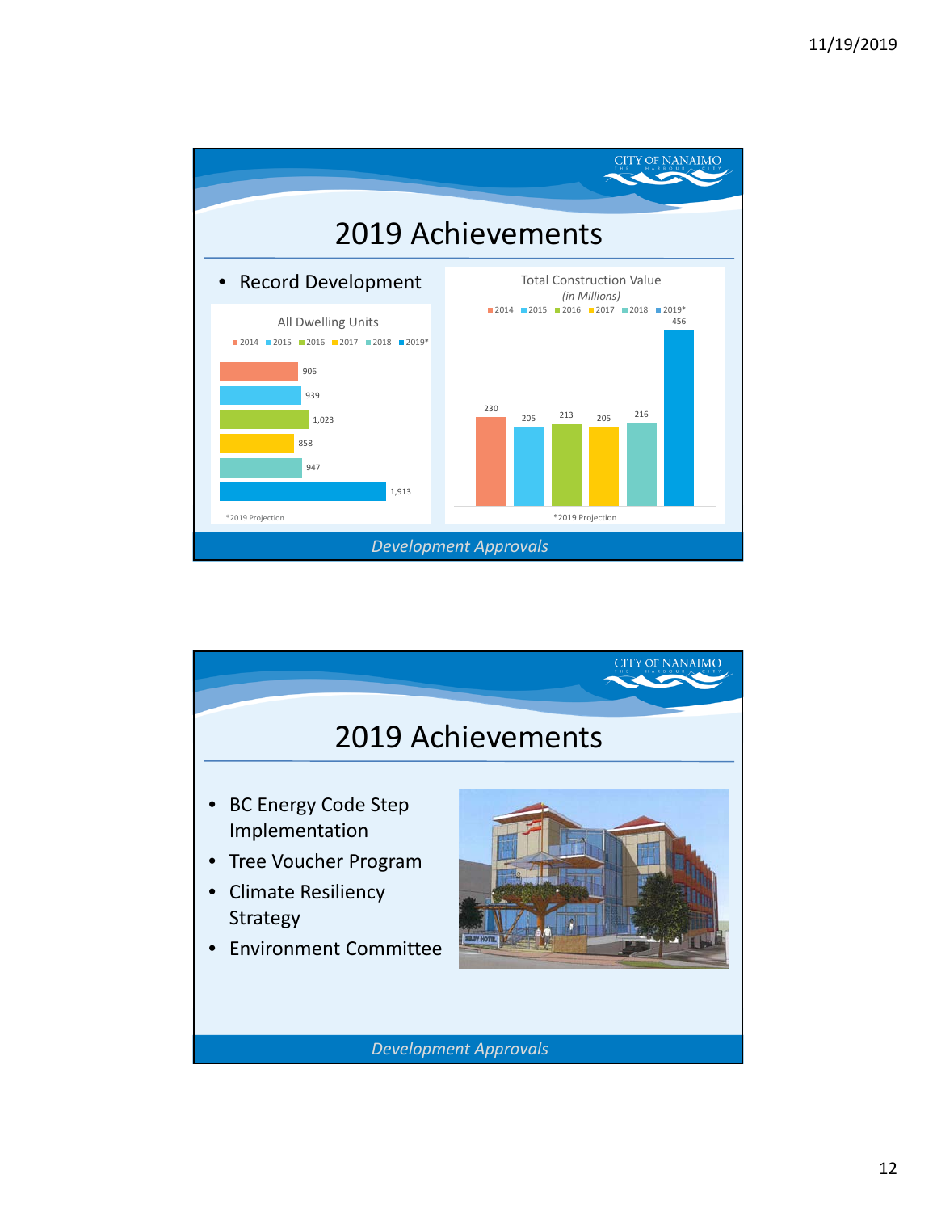## 2019 Achievements

- Record Development

**All Dwelling Units**

| Year | Units |
|---|---|
| 2014 | 906 |
| 2015 | 939 |
| 2016 | 1,023 |
| 2017 | 858 |
| 2018 | 947 |
| 2019* | 1,913 |

*2019 Projection

**Total Construction Value** *(in Millions)*

| Year | Value |
|---|---|
| 2014 | 230 |
| 2015 | 205 |
| 2016 | 213 |
| 2017 | 205 |
| 2018 | 216 |
| 2019* | 456 |

*2019 Projection

*Development Approvals*

## 2019 Achievements

- BC Energy Code Step Implementation
- Tree Voucher Program
- Climate Resiliency Strategy
- Environment Committee

*Development Approvals*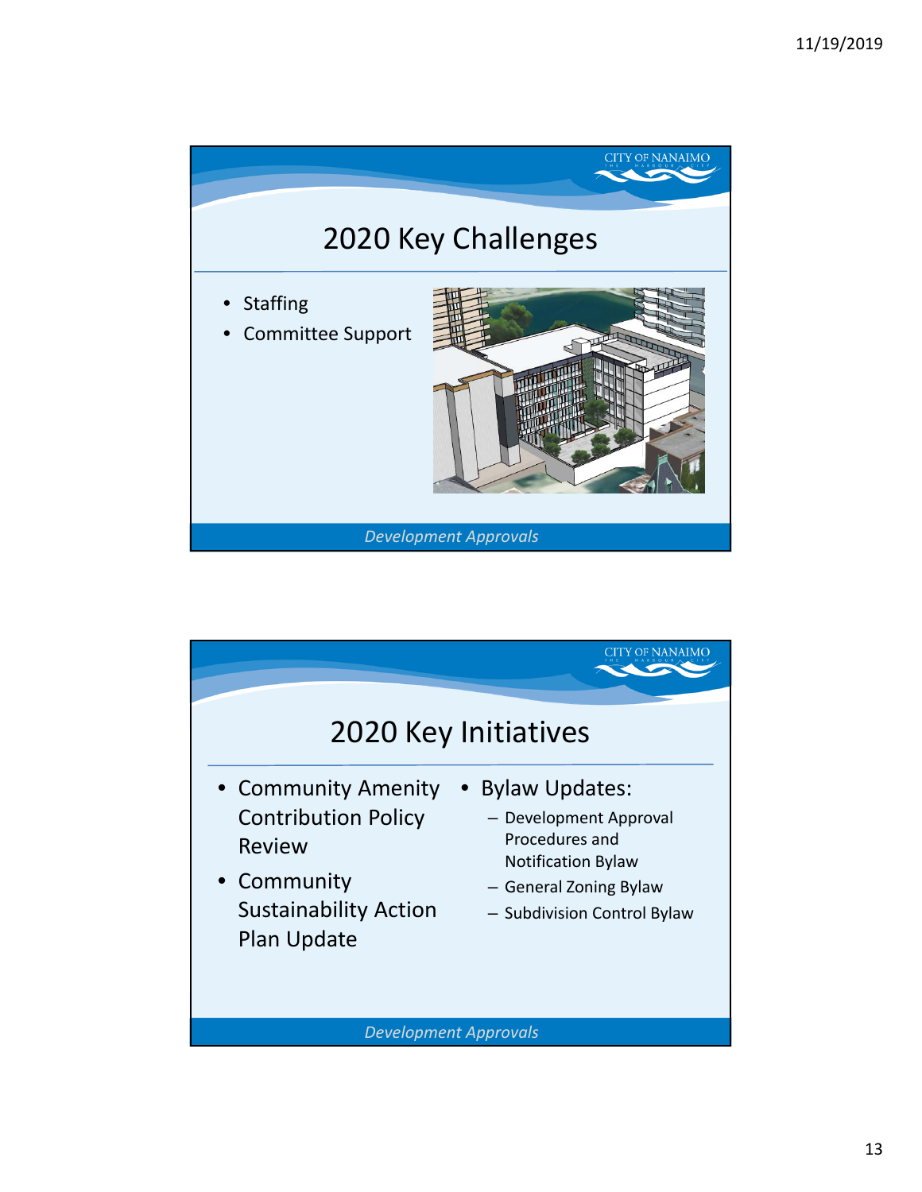## 2020 Key Challenges

- Staffing
- Committee Support

*Development Approvals*

## 2020 Key Initiatives

- Community Amenity Contribution Policy Review
- Community Sustainability Action Plan Update
- Bylaw Updates:
  - Development Approval Procedures and Notification Bylaw
  - General Zoning Bylaw
  - Subdivision Control Bylaw

*Development Approvals*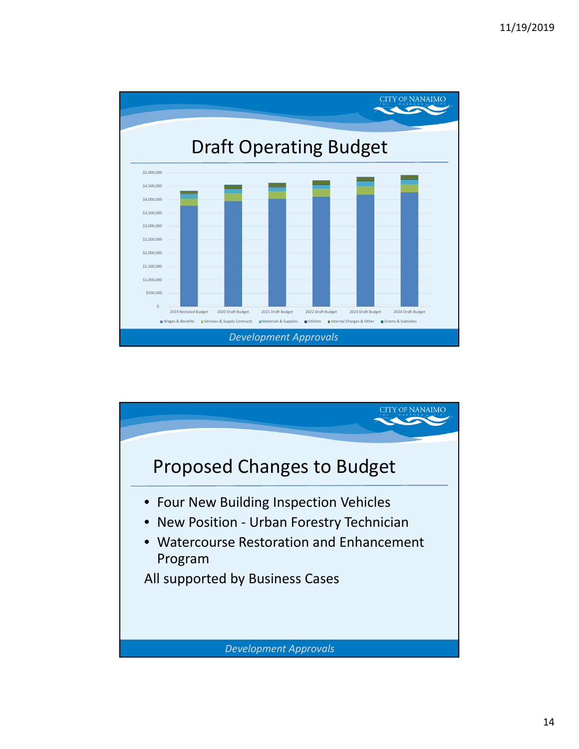# Draft Operating Budget

$5,000,000
$4,500,000
$4,000,000
$3,500,000
$3,000,000
$2,500,000
$2,000,000
$1,500,000
$1,000,000
$500,000
$-

2019 Restated Budget | 2020 Draft Budget | 2021 Draft Budget | 2022 Draft Budget | 2023 Draft Budget | 2024 Draft Budget

Wages & Benefits | Services & Supply Contracts | Materials & Supplies | Utilities | Internal Charges & Other | Grants & Subsidies

*Development Approvals*

# Proposed Changes to Budget

- Four New Building Inspection Vehicles
- New Position - Urban Forestry Technician
- Watercourse Restoration and Enhancement Program

All supported by Business Cases

*Development Approvals*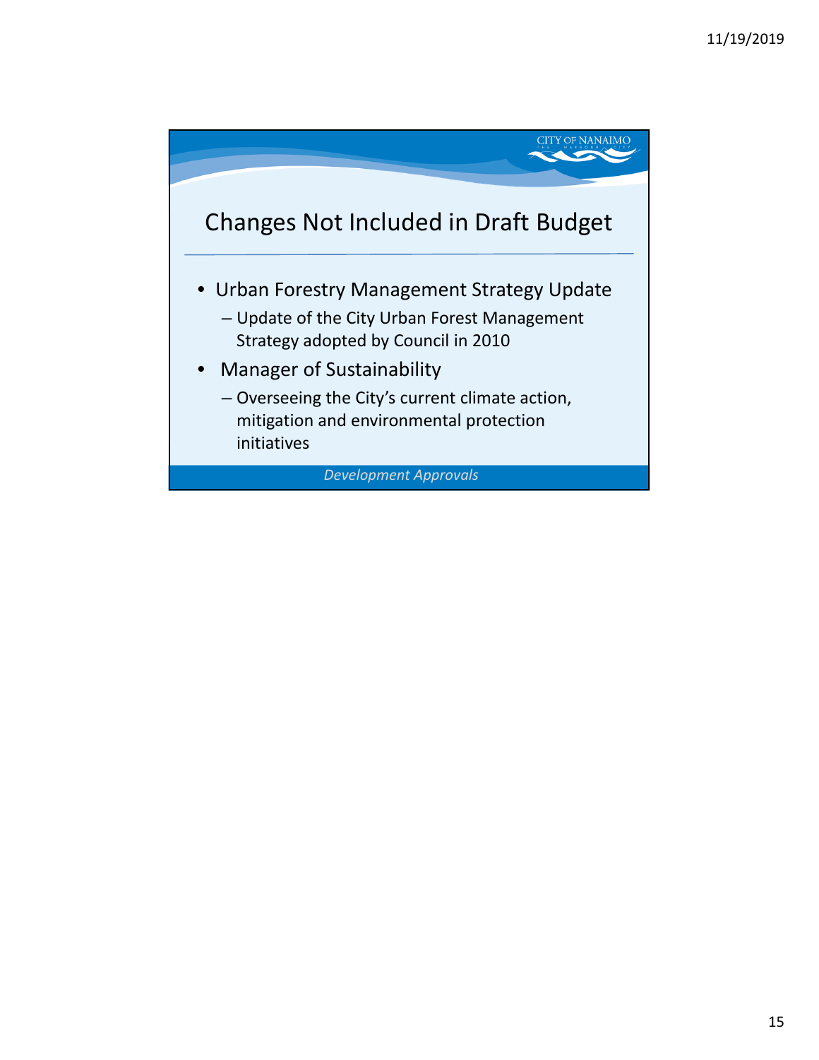# Changes Not Included in Draft Budget

- Urban Forestry Management Strategy Update
  - Update of the City Urban Forest Management Strategy adopted by Council in 2010
- Manager of Sustainability
  - Overseeing the City's current climate action, mitigation and environmental protection initiatives

*Development Approvals*